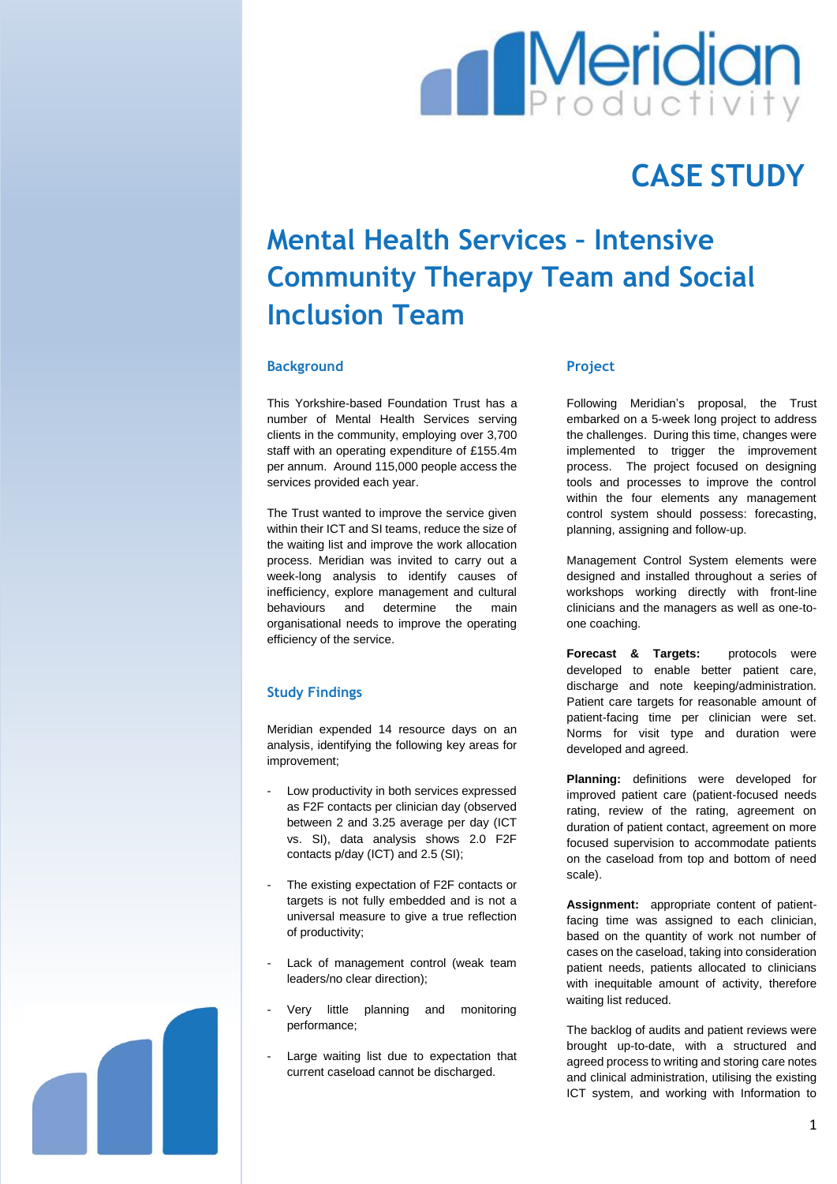# CASE STUDY

# Mental Health Services – Intensive Community Therapy Team and Social Inclusion Team

## Background

This Yorkshire-based Foundation Trust has a number of Mental Health Services serving clients in the community, employing over 3,700 staff with an operating expenditure of £155.4m per annum. Around 115,000 people access the services provided each year.

The Trust wanted to improve the service given within their ICT and SI teams, reduce the size of the waiting list and improve the work allocation process. Meridian was invited to carry out a week-long analysis to identify causes of inefficiency, explore management and cultural behaviours and determine the main organisational needs to improve the operating efficiency of the service.

## Study Findings

Meridian expended 14 resource days on an analysis, identifying the following key areas for improvement;

- Low productivity in both services expressed as F2F contacts per clinician day (observed between 2 and 3.25 average per day (ICT vs. SI), data analysis shows 2.0 F2F contacts p/day (ICT) and 2.5 (SI);
- The existing expectation of F2F contacts or targets is not fully embedded and is not a universal measure to give a true reflection of productivity;
- Lack of management control (weak team leaders/no clear direction);
- Very little planning and monitoring performance;
- Large waiting list due to expectation that current caseload cannot be discharged.

## Project

Following Meridian's proposal, the Trust embarked on a 5-week long project to address the challenges. During this time, changes were implemented to trigger the improvement process. The project focused on designing tools and processes to improve the control within the four elements any management control system should possess: forecasting, planning, assigning and follow-up.

Management Control System elements were designed and installed throughout a series of workshops working directly with front-line clinicians and the managers as well as one-to-one coaching.

**Forecast & Targets:** protocols were developed to enable better patient care, discharge and note keeping/administration. Patient care targets for reasonable amount of patient-facing time per clinician were set. Norms for visit type and duration were developed and agreed.

**Planning:** definitions were developed for improved patient care (patient-focused needs rating, review of the rating, agreement on duration of patient contact, agreement on more focused supervision to accommodate patients on the caseload from top and bottom of need scale).

**Assignment:** appropriate content of patient-facing time was assigned to each clinician, based on the quantity of work not number of cases on the caseload, taking into consideration patient needs, patients allocated to clinicians with inequitable amount of activity, therefore waiting list reduced.

The backlog of audits and patient reviews were brought up-to-date, with a structured and agreed process to writing and storing care notes and clinical administration, utilising the existing ICT system, and working with Information to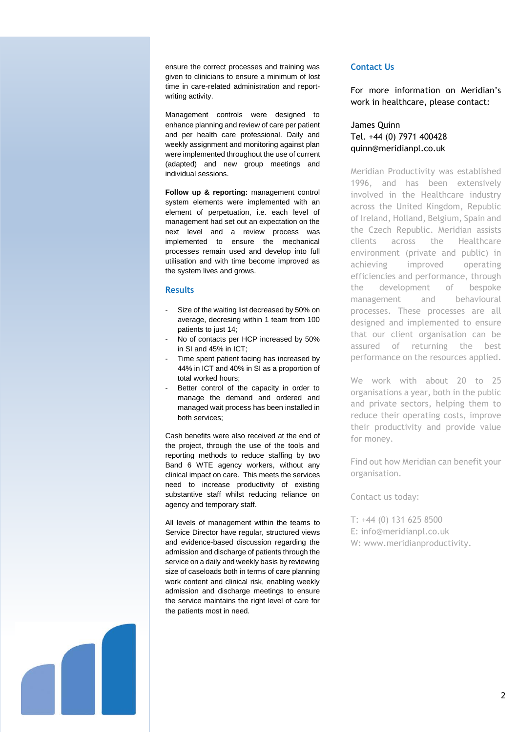ensure the correct processes and training was given to clinicians to ensure a minimum of lost time in care-related administration and report-writing activity.

Management controls were designed to enhance planning and review of care per patient and per health care professional. Daily and weekly assignment and monitoring against plan were implemented throughout the use of current (adapted) and new group meetings and individual sessions.

**Follow up & reporting:** management control system elements were implemented with an element of perpetuation, i.e. each level of management had set out an expectation on the next level and a review process was implemented to ensure the mechanical processes remain used and develop into full utilisation and with time become improved as the system lives and grows.

## Results

- Size of the waiting list decreased by 50% on average, decresing within 1 team from 100 patients to just 14;
- No of contacts per HCP increased by 50% in SI and 45% in ICT;
- Time spent patient facing has increased by 44% in ICT and 40% in SI as a proportion of total worked hours;
- Better control of the capacity in order to manage the demand and ordered and managed wait process has been installed in both services;

Cash benefits were also received at the end of the project, through the use of the tools and reporting methods to reduce staffing by two Band 6 WTE agency workers, without any clinical impact on care. This meets the services need to increase productivity of existing substantive staff whilst reducing reliance on agency and temporary staff.

All levels of management within the teams to Service Director have regular, structured views and evidence-based discussion regarding the admission and discharge of patients through the service on a daily and weekly basis by reviewing size of caseloads both in terms of care planning work content and clinical risk, enabling weekly admission and discharge meetings to ensure the service maintains the right level of care for the patients most in need.

## Contact Us

For more information on Meridian's work in healthcare, please contact:

James Quinn
Tel. +44 (0) 7971 400428
quinn@meridianpl.co.uk

Meridian Productivity was established 1996, and has been extensively involved in the Healthcare industry across the United Kingdom, Republic of Ireland, Holland, Belgium, Spain and the Czech Republic. Meridian assists clients across the Healthcare environment (private and public) in achieving improved operating efficiencies and performance, through the development of bespoke management and behavioural processes. These processes are all designed and implemented to ensure that our client organisation can be assured of returning the best performance on the resources applied.

We work with about 20 to 25 organisations a year, both in the public and private sectors, helping them to reduce their operating costs, improve their productivity and provide value for money.

Find out how Meridian can benefit your organisation.

Contact us today:

T: +44 (0) 131 625 8500
E: info@meridianpl.co.uk
W: www.meridianproductivity.